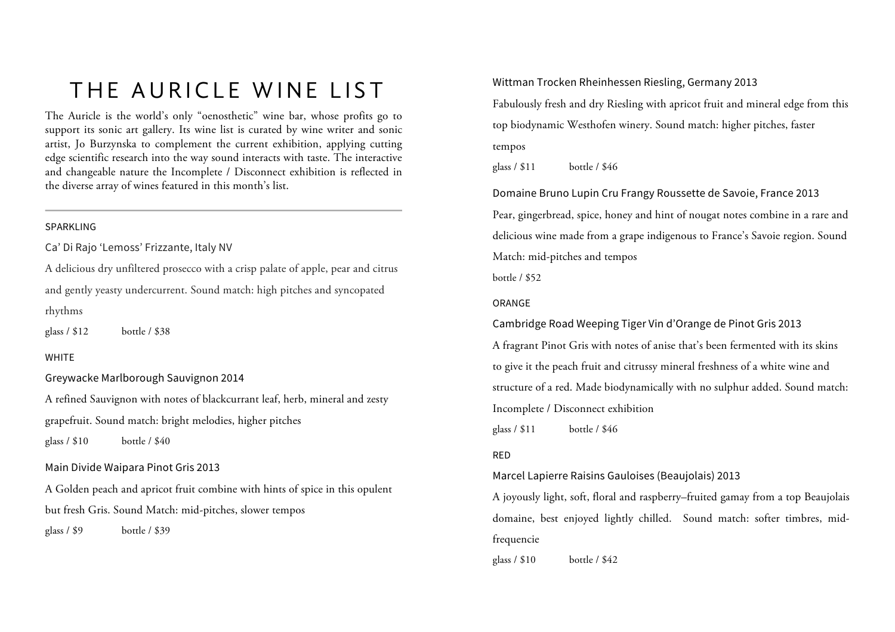# THE AURICLE WINE LIST

The Auricle is the world's only "oenosthetic" wine bar, whose profits go to support its sonic art gallery. Its wine list is curated by wine writer and sonic artist, Jo Burzynska to complement the current exhibition, applying cutting edge scientific research into the way sound interacts with taste. The interactive and changeable nature the Incomplete / Disconnect exhibition is reflected in the diverse array of wines featured in this month's list.

---

## SPARKLING

### Ca' Di Rajo 'Lemoss' Frizzante, Italy NV

A delicious dry unfiltered prosecco with a crisp palate of apple, pear and citrus and gently yeasty undercurrent. Sound match: high pitches and syncopated rhythms

glass / $12 bottle / $38

## WHITE

### Greywacke Marlborough Sauvignon 2014

A refined Sauvignon with notes of blackcurrant leaf, herb, mineral and zesty grapefruit. Sound match: bright melodies, higher pitches

glass / $10 bottle / $40

### Main Divide Waipara Pinot Gris 2013

A Golden peach and apricot fruit combine with hints of spice in this opulent but fresh Gris. Sound Match: mid-pitches, slower tempos

glass / $9 bottle / $39

### Wittman Trocken Rheinhessen Riesling, Germany 2013

Fabulously fresh and dry Riesling with apricot fruit and mineral edge from this top biodynamic Westhofen winery. Sound match: higher pitches, faster tempos

glass / $11 bottle / $46

### Domaine Bruno Lupin Cru Frangy Roussette de Savoie, France 2013

Pear, gingerbread, spice, honey and hint of nougat notes combine in a rare and delicious wine made from a grape indigenous to France's Savoie region. Sound Match: mid-pitches and tempos

bottle / $52

## ORANGE

### Cambridge Road Weeping Tiger Vin d'Orange de Pinot Gris 2013

A fragrant Pinot Gris with notes of anise that's been fermented with its skins to give it the peach fruit and citrussy mineral freshness of a white wine and structure of a red. Made biodynamically with no sulphur added. Sound match: Incomplete / Disconnect exhibition

glass / $11 bottle / $46

## RED

### Marcel Lapierre Raisins Gauloises (Beaujolais) 2013

A joyously light, soft, floral and raspberry–fruited gamay from a top Beaujolais domaine, best enjoyed lightly chilled. Sound match: softer timbres, mid-frequencie

glass / $10 bottle / $42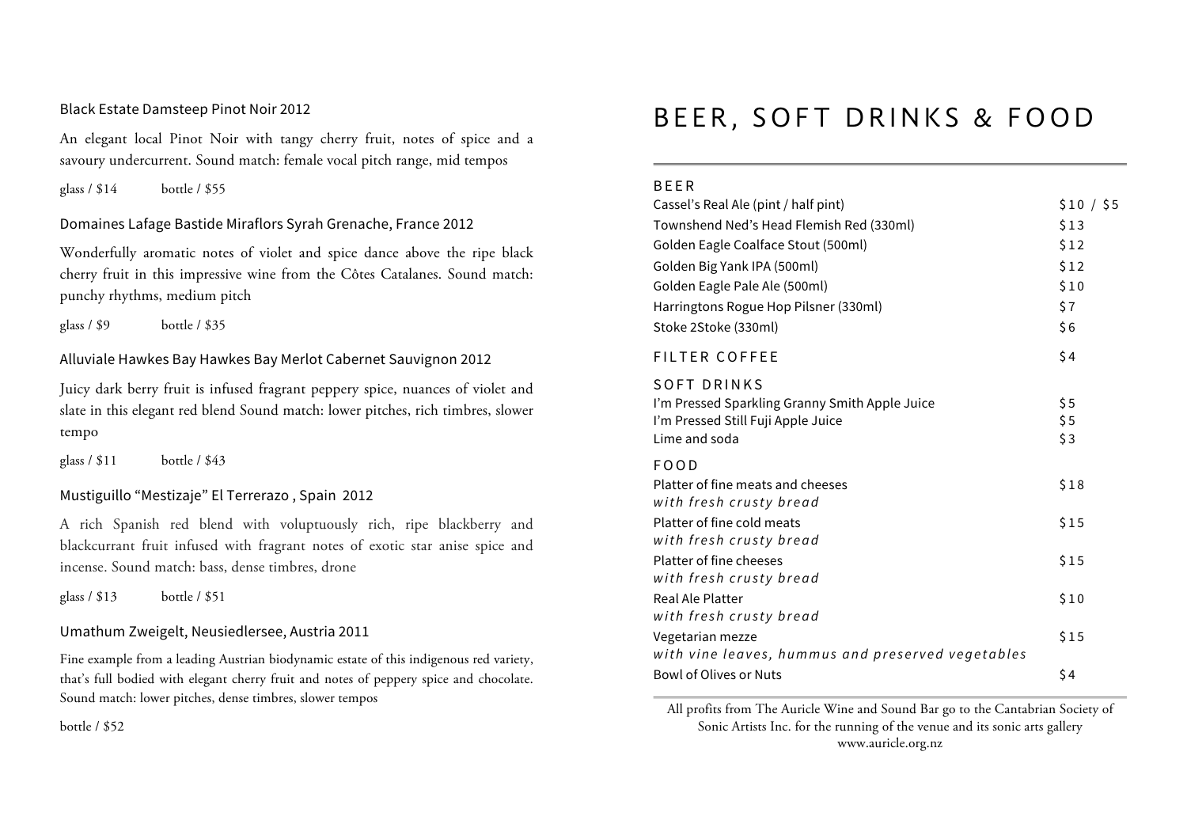### Black Estate Damsteep Pinot Noir 2012

An elegant local Pinot Noir with tangy cherry fruit, notes of spice and a savoury undercurrent. Sound match: female vocal pitch range, mid tempos

glass / $14 bottle / $55

### Domaines Lafage Bastide Miraflors Syrah Grenache, France 2012

Wonderfully aromatic notes of violet and spice dance above the ripe black cherry fruit in this impressive wine from the Côtes Catalanes. Sound match: punchy rhythms, medium pitch

glass / $9 bottle / $35

### Alluviale Hawkes Bay Hawkes Bay Merlot Cabernet Sauvignon 2012

Juicy dark berry fruit is infused fragrant peppery spice, nuances of violet and slate in this elegant red blend Sound match: lower pitches, rich timbres, slower tempo

glass / $11 bottle / $43

### Mustiguillo "Mestizaje" El Terrerazo , Spain 2012

A rich Spanish red blend with voluptuously rich, ripe blackberry and blackcurrant fruit infused with fragrant notes of exotic star anise spice and incense. Sound match: bass, dense timbres, drone

glass / $13 bottle / $51

### Umathum Zweigelt, Neusiedlersee, Austria 2011

Fine example from a leading Austrian biodynamic estate of this indigenous red variety, that's full bodied with elegant cherry fruit and notes of peppery spice and chocolate. Sound match: lower pitches, dense timbres, slower tempos

bottle / $52

# BEER, SOFT DRINKS & FOOD

## BEER

| | |
|---|---|
| Cassel's Real Ale (pint / half pint) | $10 / $5 |
| Townshend Ned's Head Flemish Red (330ml) | $13 |
| Golden Eagle Coalface Stout (500ml) | $12 |
| Golden Big Yank IPA (500ml) | $12 |
| Golden Eagle Pale Ale (500ml) | $10 |
| Harringtons Rogue Hop Pilsner (330ml) | $7 |
| Stoke 2Stoke (330ml) | $6 |

## FILTER COFFEE

$4

## SOFT DRINKS

| | |
|---|---|
| I'm Pressed Sparkling Granny Smith Apple Juice | $5 |
| I'm Pressed Still Fuji Apple Juice | $5 |
| Lime and soda | $3 |

## FOOD

| | |
|---|---|
| Platter of fine meats and cheeses *with fresh crusty bread* | $18 |
| Platter of fine cold meats *with fresh crusty bread* | $15 |
| Platter of fine cheeses *with fresh crusty bread* | $15 |
| Real Ale Platter *with fresh crusty bread* | $10 |
| Vegetarian mezze *with vine leaves, hummus and preserved vegetables* | $15 |
| Bowl of Olives or Nuts | $4 |

All profits from The Auricle Wine and Sound Bar go to the Cantabrian Society of Sonic Artists Inc. for the running of the venue and its sonic arts gallery
www.auricle.org.nz